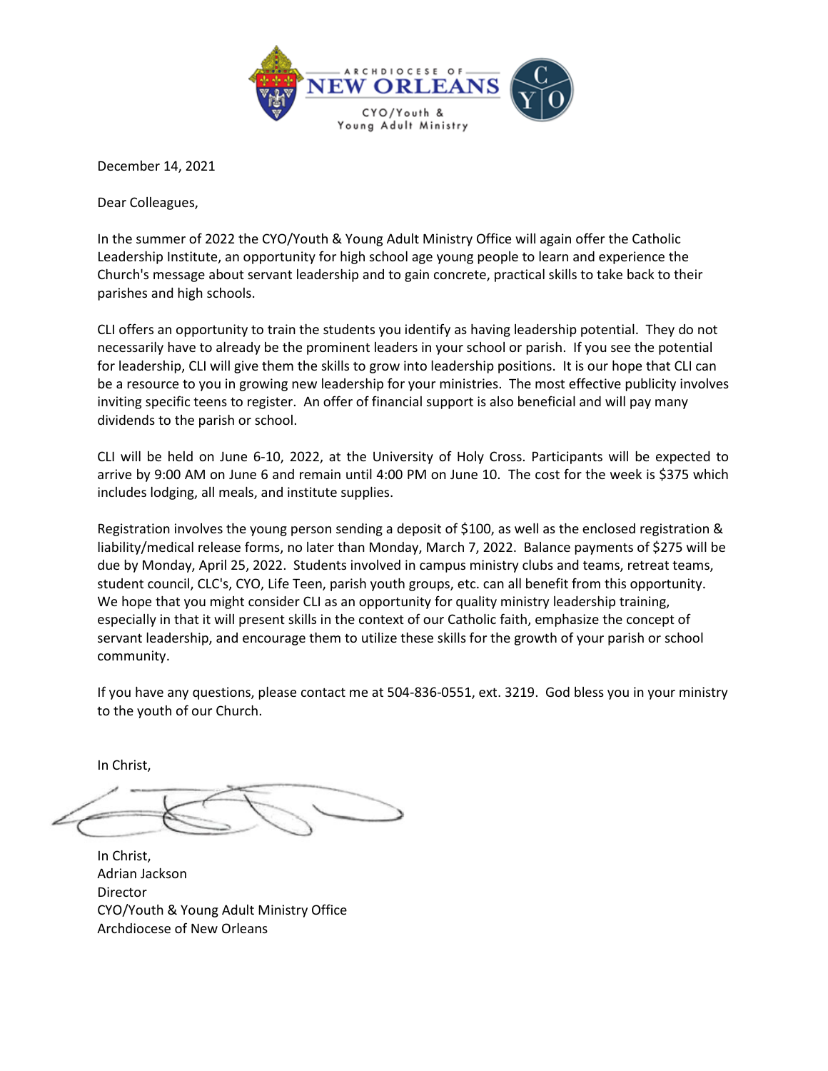ARCHDIOCESE OF NEW ORLEANS
CYO/Youth & Young Adult Ministry

December 14, 2021

Dear Colleagues,

In the summer of 2022 the CYO/Youth & Young Adult Ministry Office will again offer the Catholic Leadership Institute, an opportunity for high school age young people to learn and experience the Church's message about servant leadership and to gain concrete, practical skills to take back to their parishes and high schools.

CLI offers an opportunity to train the students you identify as having leadership potential. They do not necessarily have to already be the prominent leaders in your school or parish. If you see the potential for leadership, CLI will give them the skills to grow into leadership positions. It is our hope that CLI can be a resource to you in growing new leadership for your ministries. The most effective publicity involves inviting specific teens to register. An offer of financial support is also beneficial and will pay many dividends to the parish or school.

CLI will be held on June 6-10, 2022, at the University of Holy Cross. Participants will be expected to arrive by 9:00 AM on June 6 and remain until 4:00 PM on June 10. The cost for the week is $375 which includes lodging, all meals, and institute supplies.

Registration involves the young person sending a deposit of $100, as well as the enclosed registration & liability/medical release forms, no later than Monday, March 7, 2022. Balance payments of $275 will be due by Monday, April 25, 2022. Students involved in campus ministry clubs and teams, retreat teams, student council, CLC's, CYO, Life Teen, parish youth groups, etc. can all benefit from this opportunity. We hope that you might consider CLI as an opportunity for quality ministry leadership training, especially in that it will present skills in the context of our Catholic faith, emphasize the concept of servant leadership, and encourage them to utilize these skills for the growth of your parish or school community.

If you have any questions, please contact me at 504-836-0551, ext. 3219. God bless you in your ministry to the youth of our Church.

In Christ,

In Christ,
Adrian Jackson
Director
CYO/Youth & Young Adult Ministry Office
Archdiocese of New Orleans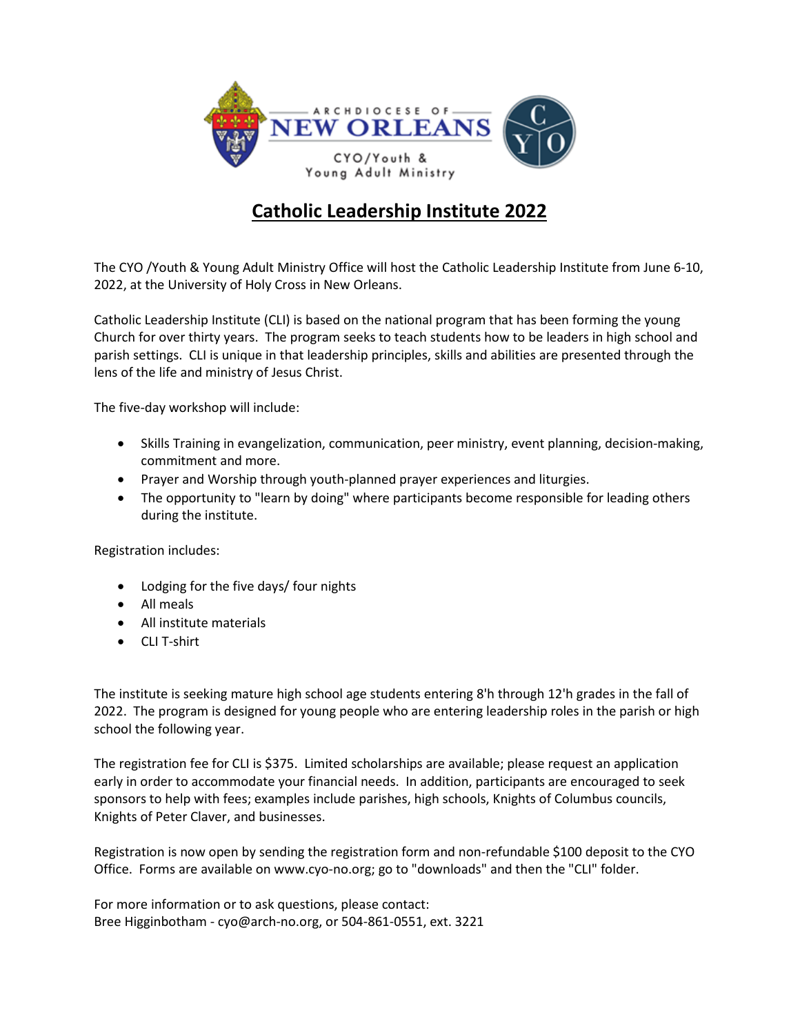ARCHDIOCESE OF NEW ORLEANS

CYO/Youth & Young Adult Ministry

# Catholic Leadership Institute 2022

The CYO /Youth & Young Adult Ministry Office will host the Catholic Leadership Institute from June 6-10, 2022, at the University of Holy Cross in New Orleans.

Catholic Leadership Institute (CLI) is based on the national program that has been forming the young Church for over thirty years. The program seeks to teach students how to be leaders in high school and parish settings. CLI is unique in that leadership principles, skills and abilities are presented through the lens of the life and ministry of Jesus Christ.

The five-day workshop will include:

- Skills Training in evangelization, communication, peer ministry, event planning, decision-making, commitment and more.
- Prayer and Worship through youth-planned prayer experiences and liturgies.
- The opportunity to "learn by doing" where participants become responsible for leading others during the institute.

Registration includes:

- Lodging for the five days/ four nights
- All meals
- All institute materials
- CLI T-shirt

The institute is seeking mature high school age students entering 8'h through 12'h grades in the fall of 2022. The program is designed for young people who are entering leadership roles in the parish or high school the following year.

The registration fee for CLI is $375. Limited scholarships are available; please request an application early in order to accommodate your financial needs. In addition, participants are encouraged to seek sponsors to help with fees; examples include parishes, high schools, Knights of Columbus councils, Knights of Peter Claver, and businesses.

Registration is now open by sending the registration form and non-refundable $100 deposit to the CYO Office. Forms are available on www.cyo-no.org; go to "downloads" and then the "CLI" folder.

For more information or to ask questions, please contact:
Bree Higginbotham - cyo@arch-no.org, or 504-861-0551, ext. 3221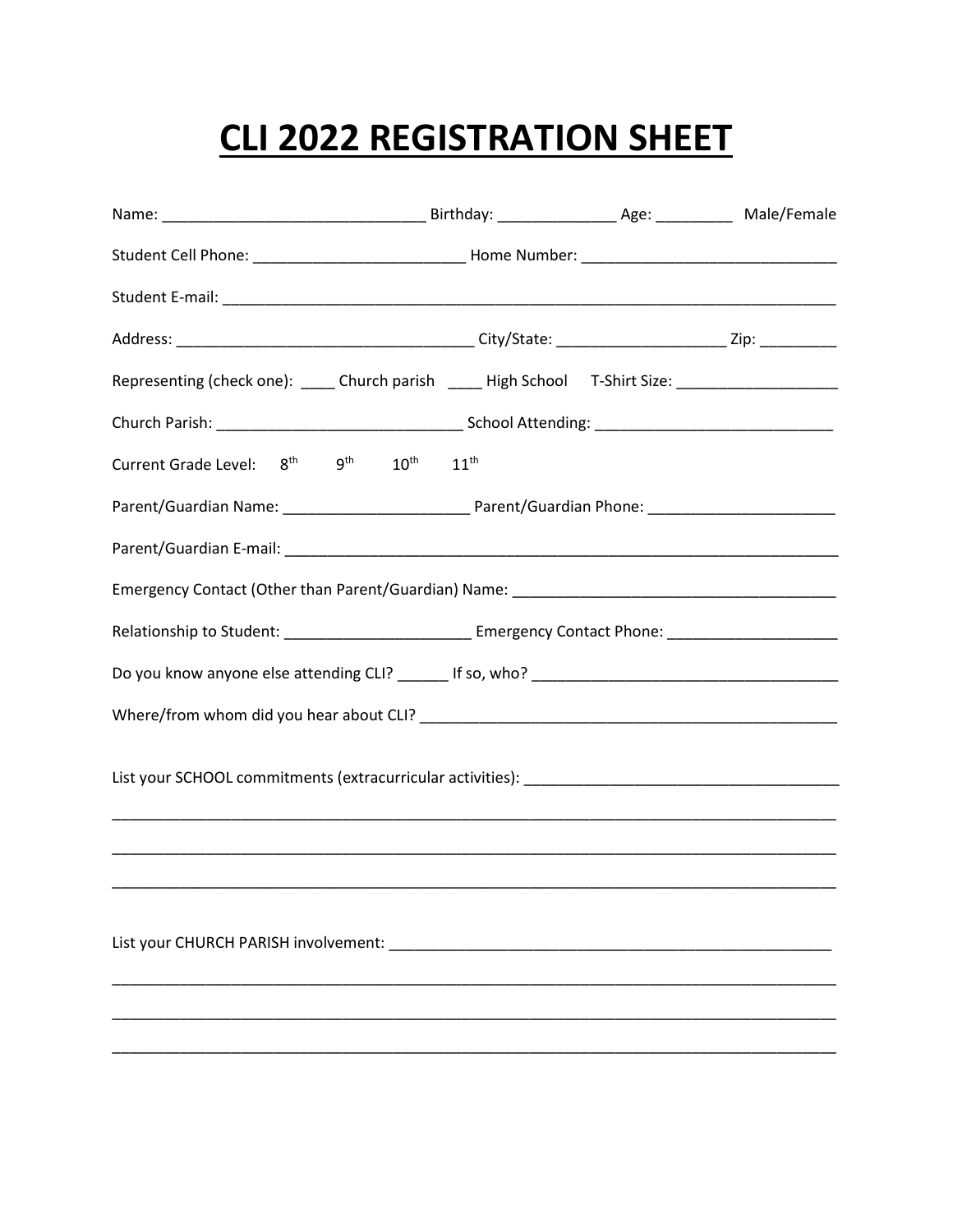# CLI 2022 REGISTRATION SHEET

Name: ______________________________ Birthday: _____________ Age: _________ Male/Female

Student Cell Phone: ________________________ Home Number: _____________________________

Student E-mail: _________________________________________________________________________

Address: __________________________________ City/State: ___________________ Zip: _________

Representing (check one): ____ Church parish ____ High School T-Shirt Size: ___________________

Church Parish: ____________________________ School Attending: ___________________________

Current Grade Level: 8th 9th 10th 11th

Parent/Guardian Name: _____________________ Parent/Guardian Phone: _____________________

Parent/Guardian E-mail: __________________________________________________________________

Emergency Contact (Other than Parent/Guardian) Name: ______________________________________

Relationship to Student: _____________________ Emergency Contact Phone: ___________________

Do you know anyone else attending CLI? ______ If so, who? ___________________________________

Where/from whom did you hear about CLI? _________________________________________________

List your SCHOOL commitments (extracurricular activities): ____________________________________

_________________________________________________________________________________

_________________________________________________________________________________

_________________________________________________________________________________

List your CHURCH PARISH involvement: ____________________________________________________

_________________________________________________________________________________

_________________________________________________________________________________

_________________________________________________________________________________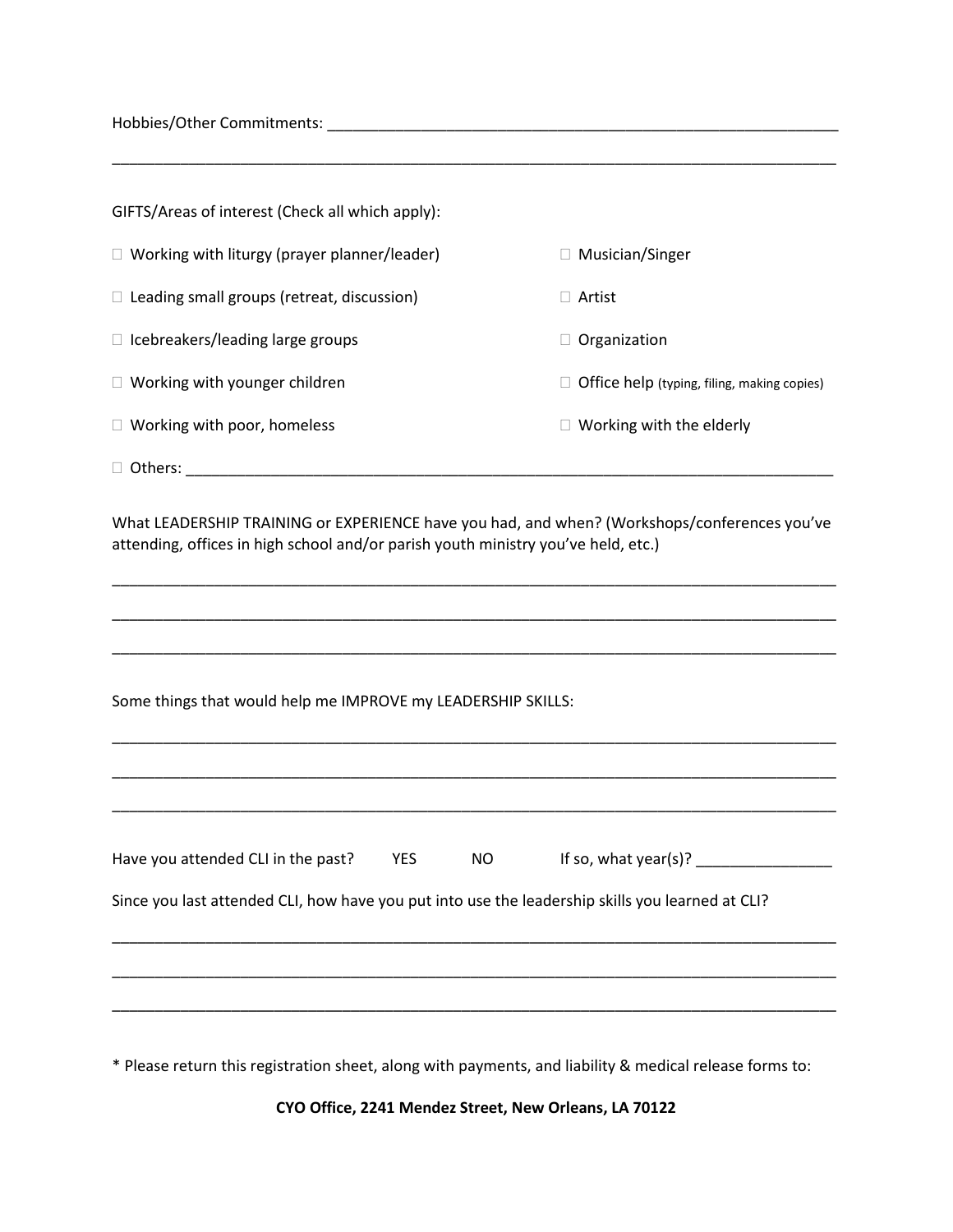Hobbies/Other Commitments: ____________________________________________________________

______________________________________________________________________________________

GIFTS/Areas of interest (Check all which apply):

- ☐ Working with liturgy (prayer planner/leader)
- ☐ Musician/Singer
- ☐ Leading small groups (retreat, discussion)
- ☐ Artist
- ☐ Icebreakers/leading large groups
- ☐ Organization
- ☐ Working with younger children
- ☐ Office help (typing, filing, making copies)
- ☐ Working with poor, homeless
- ☐ Working with the elderly
- ☐ Others: ____________________________________________________________________________

What LEADERSHIP TRAINING or EXPERIENCE have you had, and when? (Workshops/conferences you've attending, offices in high school and/or parish youth ministry you've held, etc.)

______________________________________________________________________________________

______________________________________________________________________________________

______________________________________________________________________________________

Some things that would help me IMPROVE my LEADERSHIP SKILLS:

______________________________________________________________________________________

______________________________________________________________________________________

______________________________________________________________________________________

Have you attended CLI in the past? YES NO If so, what year(s)? ________________

Since you last attended CLI, how have you put into use the leadership skills you learned at CLI?

______________________________________________________________________________________

______________________________________________________________________________________

______________________________________________________________________________________

* Please return this registration sheet, along with payments, and liability & medical release forms to:

**CYO Office, 2241 Mendez Street, New Orleans, LA 70122**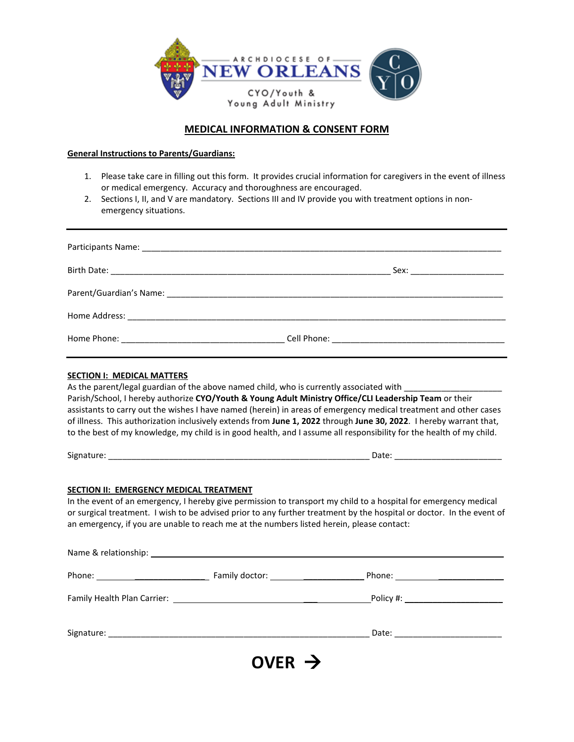ARCHDIOCESE OF NEW ORLEANS

CYO/Youth & Young Adult Ministry

CYO

# MEDICAL INFORMATION & CONSENT FORM

**General Instructions to Parents/Guardians:**

1. Please take care in filling out this form. It provides crucial information for caregivers in the event of illness or medical emergency. Accuracy and thoroughness are encouraged.
2. Sections I, II, and V are mandatory. Sections III and IV provide you with treatment options in non-emergency situations.

---

Participants Name: ______________________________________________________________________________

Birth Date: ___________________________________________________________ Sex: ____________________

Parent/Guardian's Name: __________________________________________________________________________

Home Address: __________________________________________________________________________________

Home Phone: ___________________________________ Cell Phone: ______________________________________

---

**SECTION I: MEDICAL MATTERS**

As the parent/legal guardian of the above named child, who is currently associated with ____________________ Parish/School, I hereby authorize **CYO/Youth & Young Adult Ministry Office/CLI Leadership Team** or their assistants to carry out the wishes I have named (herein) in areas of emergency medical treatment and other cases of illness. This authorization inclusively extends from **June 1, 2022** through **June 30, 2022**. I hereby warrant that, to the best of my knowledge, my child is in good health, and I assume all responsibility for the health of my child.

Signature: _________________________________________________________ Date: _______________________

**SECTION II: EMERGENCY MEDICAL TREATMENT**

In the event of an emergency, I hereby give permission to transport my child to a hospital for emergency medical or surgical treatment. I wish to be advised prior to any further treatment by the hospital or doctor. In the event of an emergency, if you are unable to reach me at the numbers listed herein, please contact:

Name & relationship: ______________________________________________________________________________

Phone: ________________________ Family doctor: ____________________ Phone: ______________________

Family Health Plan Carrier: ________________________________________ Policy #: ______________________

Signature: _________________________________________________________ Date: _______________________

**OVER →**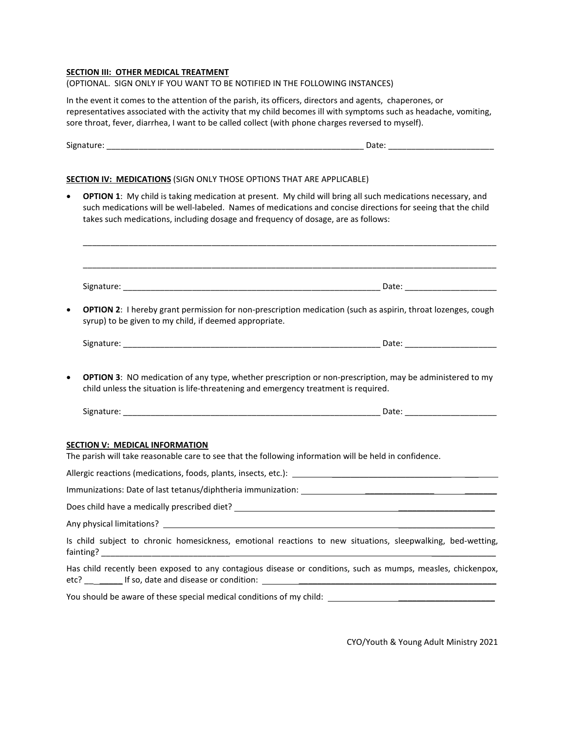**SECTION III: OTHER MEDICAL TREATMENT**
(OPTIONAL. SIGN ONLY IF YOU WANT TO BE NOTIFIED IN THE FOLLOWING INSTANCES)

In the event it comes to the attention of the parish, its officers, directors and agents, chaperones, or representatives associated with the activity that my child becomes ill with symptoms such as headache, vomiting, sore throat, fever, diarrhea, I want to be called collect (with phone charges reversed to myself).

Signature: __________________________________________________________ Date: _______________________

**SECTION IV: MEDICATIONS** (SIGN ONLY THOSE OPTIONS THAT ARE APPLICABLE)

- **OPTION 1**: My child is taking medication at present. My child will bring all such medications necessary, and such medications will be well-labeled. Names of medications and concise directions for seeing that the child takes such medications, including dosage and frequency of dosage, are as follows:

  _____________________________________________________________________________________________

  _____________________________________________________________________________________________

  Signature: __________________________________________________________ Date: ____________________

- **OPTION 2**: I hereby grant permission for non-prescription medication (such as aspirin, throat lozenges, cough syrup) to be given to my child, if deemed appropriate.

  Signature: __________________________________________________________ Date: ____________________

- **OPTION 3**: NO medication of any type, whether prescription or non-prescription, may be administered to my child unless the situation is life-threatening and emergency treatment is required.

  Signature: __________________________________________________________ Date: ____________________

**SECTION V: MEDICAL INFORMATION**
The parish will take reasonable care to see that the following information will be held in confidence.

Allergic reactions (medications, foods, plants, insects, etc.): ____________________________________________

Immunizations: Date of last tetanus/diphtheria immunization: _____________________________________

Does child have a medically prescribed diet? __________________________________________________

Any physical limitations? __________________________________________________________________

Is child subject to chronic homesickness, emotional reactions to new situations, sleepwalking, bed-wetting, fainting? ____________________________________________________________________________________

Has child recently been exposed to any contagious disease or conditions, such as mumps, measles, chickenpox, etc? ________ If so, date and disease or condition: ________________________________________________

You should be aware of these special medical conditions of my child: _____________________________________

CYO/Youth & Young Adult Ministry 2021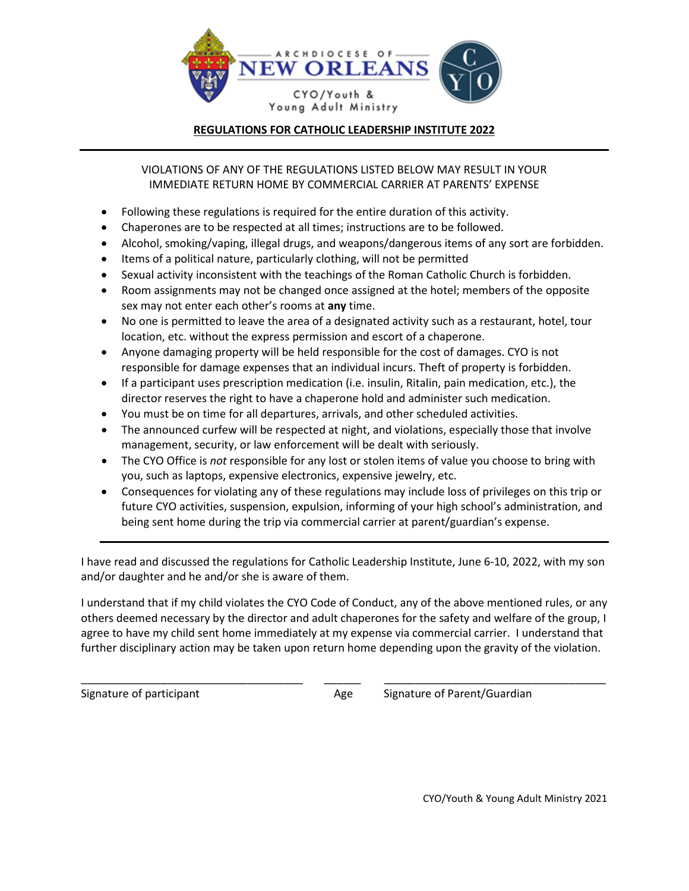ARCHDIOCESE OF NEW ORLEANS

CYO/Youth & Young Adult Ministry

## REGULATIONS FOR CATHOLIC LEADERSHIP INSTITUTE 2022

VIOLATIONS OF ANY OF THE REGULATIONS LISTED BELOW MAY RESULT IN YOUR IMMEDIATE RETURN HOME BY COMMERCIAL CARRIER AT PARENTS' EXPENSE

- Following these regulations is required for the entire duration of this activity.
- Chaperones are to be respected at all times; instructions are to be followed.
- Alcohol, smoking/vaping, illegal drugs, and weapons/dangerous items of any sort are forbidden.
- Items of a political nature, particularly clothing, will not be permitted
- Sexual activity inconsistent with the teachings of the Roman Catholic Church is forbidden.
- Room assignments may not be changed once assigned at the hotel; members of the opposite sex may not enter each other's rooms at **any** time.
- No one is permitted to leave the area of a designated activity such as a restaurant, hotel, tour location, etc. without the express permission and escort of a chaperone.
- Anyone damaging property will be held responsible for the cost of damages. CYO is not responsible for damage expenses that an individual incurs. Theft of property is forbidden.
- If a participant uses prescription medication (i.e. insulin, Ritalin, pain medication, etc.), the director reserves the right to have a chaperone hold and administer such medication.
- You must be on time for all departures, arrivals, and other scheduled activities.
- The announced curfew will be respected at night, and violations, especially those that involve management, security, or law enforcement will be dealt with seriously.
- The CYO Office is *not* responsible for any lost or stolen items of value you choose to bring with you, such as laptops, expensive electronics, expensive jewelry, etc.
- Consequences for violating any of these regulations may include loss of privileges on this trip or future CYO activities, suspension, expulsion, informing of your high school's administration, and being sent home during the trip via commercial carrier at parent/guardian's expense.

---

I have read and discussed the regulations for Catholic Leadership Institute, June 6-10, 2022, with my son and/or daughter and he and/or she is aware of them.

I understand that if my child violates the CYO Code of Conduct, any of the above mentioned rules, or any others deemed necessary by the director and adult chaperones for the safety and welfare of the group, I agree to have my child sent home immediately at my expense via commercial carrier. I understand that further disciplinary action may be taken upon return home depending upon the gravity of the violation.

| \_\_\_\_\_\_\_\_\_\_\_\_\_\_\_\_\_\_\_\_\_\_\_\_\_\_\_\_\_\_\_\_\_\_ | \_\_\_\_\_\_ | \_\_\_\_\_\_\_\_\_\_\_\_\_\_\_\_\_\_\_\_\_\_\_\_\_\_\_\_\_\_\_\_\_\_ |
|---|---|---|
| Signature of participant | Age | Signature of Parent/Guardian |

CYO/Youth & Young Adult Ministry 2021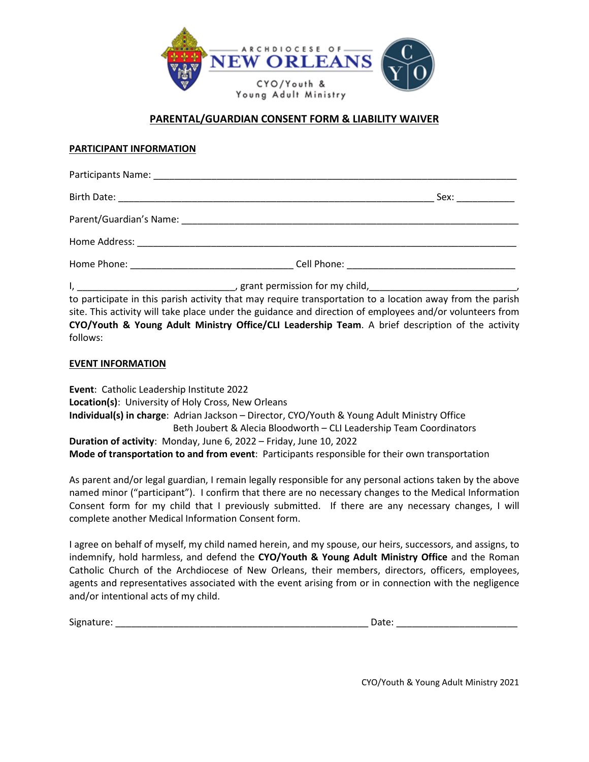ARCHDIOCESE OF NEW ORLEANS

CYO/Youth & Young Adult Ministry

## PARENTAL/GUARDIAN CONSENT FORM & LIABILITY WAIVER

### PARTICIPANT INFORMATION

Participants Name: ______________________________________________________________________

Birth Date: _________________________________________________________ Sex: ___________

Parent/Guardian's Name: ______________________________________________________________

Home Address: ______________________________________________________________________

Home Phone: ______________________________ Cell Phone: _______________________________

I, ______________________________, grant permission for my child,____________________________, to participate in this parish activity that may require transportation to a location away from the parish site. This activity will take place under the guidance and direction of employees and/or volunteers from **CYO/Youth & Young Adult Ministry Office/CLI Leadership Team**. A brief description of the activity follows:

### EVENT INFORMATION

**Event**: Catholic Leadership Institute 2022
**Location(s)**: University of Holy Cross, New Orleans
**Individual(s) in charge**: Adrian Jackson – Director, CYO/Youth & Young Adult Ministry Office
Beth Joubert & Alecia Bloodworth – CLI Leadership Team Coordinators
**Duration of activity**: Monday, June 6, 2022 – Friday, June 10, 2022
**Mode of transportation to and from event**: Participants responsible for their own transportation

As parent and/or legal guardian, I remain legally responsible for any personal actions taken by the above named minor ("participant"). I confirm that there are no necessary changes to the Medical Information Consent form for my child that I previously submitted. If there are any necessary changes, I will complete another Medical Information Consent form.

I agree on behalf of myself, my child named herein, and my spouse, our heirs, successors, and assigns, to indemnify, hold harmless, and defend the **CYO/Youth & Young Adult Ministry Office** and the Roman Catholic Church of the Archdiocese of New Orleans, their members, directors, officers, employees, agents and representatives associated with the event arising from or in connection with the negligence and/or intentional acts of my child.

Signature: _________________________________________________ Date: ________________________

CYO/Youth & Young Adult Ministry 2021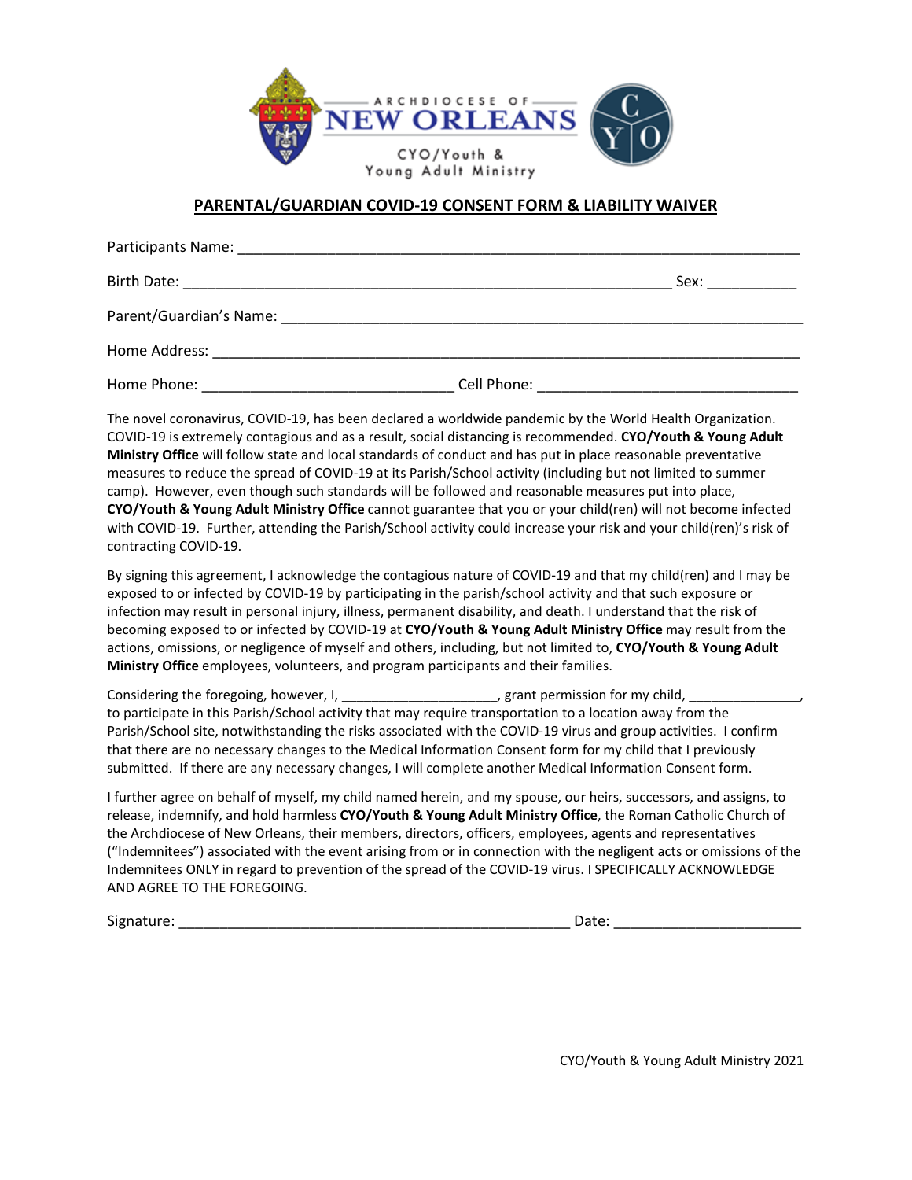ARCHDIOCESE OF NEW ORLEANS

CYO/Youth & Young Adult Ministry

## PARENTAL/GUARDIAN COVID-19 CONSENT FORM & LIABILITY WAIVER

Participants Name: ______________________________________________________________________

Birth Date: _________________________________________________________ Sex: ___________

Parent/Guardian's Name: _________________________________________________________________

Home Address: _______________________________________________________________________

Home Phone: _____________________________ Cell Phone: ______________________________

The novel coronavirus, COVID-19, has been declared a worldwide pandemic by the World Health Organization. COVID-19 is extremely contagious and as a result, social distancing is recommended. **CYO/Youth & Young Adult Ministry Office** will follow state and local standards of conduct and has put in place reasonable preventative measures to reduce the spread of COVID-19 at its Parish/School activity (including but not limited to summer camp). However, even though such standards will be followed and reasonable measures put into place, **CYO/Youth & Young Adult Ministry Office** cannot guarantee that you or your child(ren) will not become infected with COVID-19. Further, attending the Parish/School activity could increase your risk and your child(ren)'s risk of contracting COVID-19.

By signing this agreement, I acknowledge the contagious nature of COVID-19 and that my child(ren) and I may be exposed to or infected by COVID-19 by participating in the parish/school activity and that such exposure or infection may result in personal injury, illness, permanent disability, and death. I understand that the risk of becoming exposed to or infected by COVID-19 at **CYO/Youth & Young Adult Ministry Office** may result from the actions, omissions, or negligence of myself and others, including, but not limited to, **CYO/Youth & Young Adult Ministry Office** employees, volunteers, and program participants and their families.

Considering the foregoing, however, I, ____________________, grant permission for my child, ______________, to participate in this Parish/School activity that may require transportation to a location away from the Parish/School site, notwithstanding the risks associated with the COVID-19 virus and group activities. I confirm that there are no necessary changes to the Medical Information Consent form for my child that I previously submitted. If there are any necessary changes, I will complete another Medical Information Consent form.

I further agree on behalf of myself, my child named herein, and my spouse, our heirs, successors, and assigns, to release, indemnify, and hold harmless **CYO/Youth & Young Adult Ministry Office**, the Roman Catholic Church of the Archdiocese of New Orleans, their members, directors, officers, employees, agents and representatives ("Indemnitees") associated with the event arising from or in connection with the negligent acts or omissions of the Indemnitees ONLY in regard to prevention of the spread of the COVID-19 virus. I SPECIFICALLY ACKNOWLEDGE AND AGREE TO THE FOREGOING.

Signature: _________________________________________________ Date: ______________________

CYO/Youth & Young Adult Ministry 2021